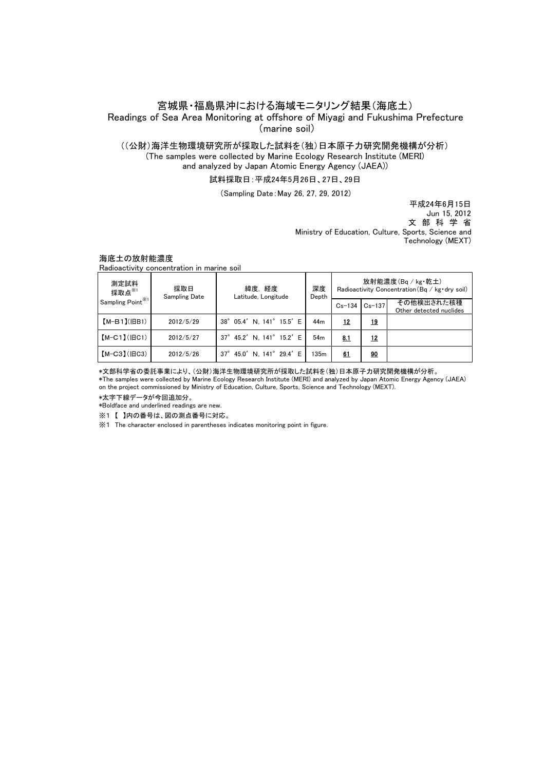# 宮城県・福島県沖における海域モニタリング結果（海底土）

# Readings of Sea Area Monitoring at offshore of Miyagi and Fukushima Prefecture (marine soil)

（（公財）海洋生物環境研究所が採取した試料を（独）日本原子力研究開発機構が分析）

(The samples were collected by Marine Ecology Research Institute (MERI) and analyzed by Japan Atomic Energy Agency (JAEA))

試料採取日：平成24年5月26日、27日、29日

（Sampling Date：May 26, 27, 29, 2012）

平成24年6月15日
Jun 15, 2012
文 部 科 学 省
Ministry of Education, Culture, Sports, Science and Technology (MEXT)

## 海底土の放射能濃度

Radioactivity concentration in marine soil

| 測定試料採取点※1 Sampling Point※1 | 採取日 Sampling Date | 緯度、経度 Latitude, Longitude | 深度 Depth | 放射能濃度（Bq / kg・乾土） Radioactivity Concentration（Bq / kg・dry soil） | | |
|---|---|---|---|---|---|---|
| | | | | Cs-134 | Cs-137 | その他検出された核種 Other detected nuclides |
| 【M-B1】(旧B1) | 2012/5/29 | 38° 05.4′ N, 141° 15.5′ E | 44m | **<u>12</u>** | **<u>19</u>** | |
| 【M-C1】(旧C1) | 2012/5/27 | 37° 45.2′ N, 141° 15.2′ E | 54m | **<u>8.1</u>** | **<u>12</u>** | |
| 【M-C3】(旧C3) | 2012/5/26 | 37° 45.0′ N, 141° 29.4′ E | 135m | **<u>61</u>** | **<u>90</u>** | |

*文部科学省の委託事業により、(公財)海洋生物環境研究所が採取した試料を(独)日本原子力研究開発機構が分析。

*The samples were collected by Marine Ecology Research Institute (MERI) and analyzed by Japan Atomic Energy Agency (JAEA) on the project commissioned by Ministry of Education, Culture, Sports, Science and Technology (MEXT).

*太字下線データが今回追加分。

*Boldface and underlined readings are new.

※1 【 】内の番号は、図の測点番号に対応。

※1 The character enclosed in parentheses indicates monitoring point in figure.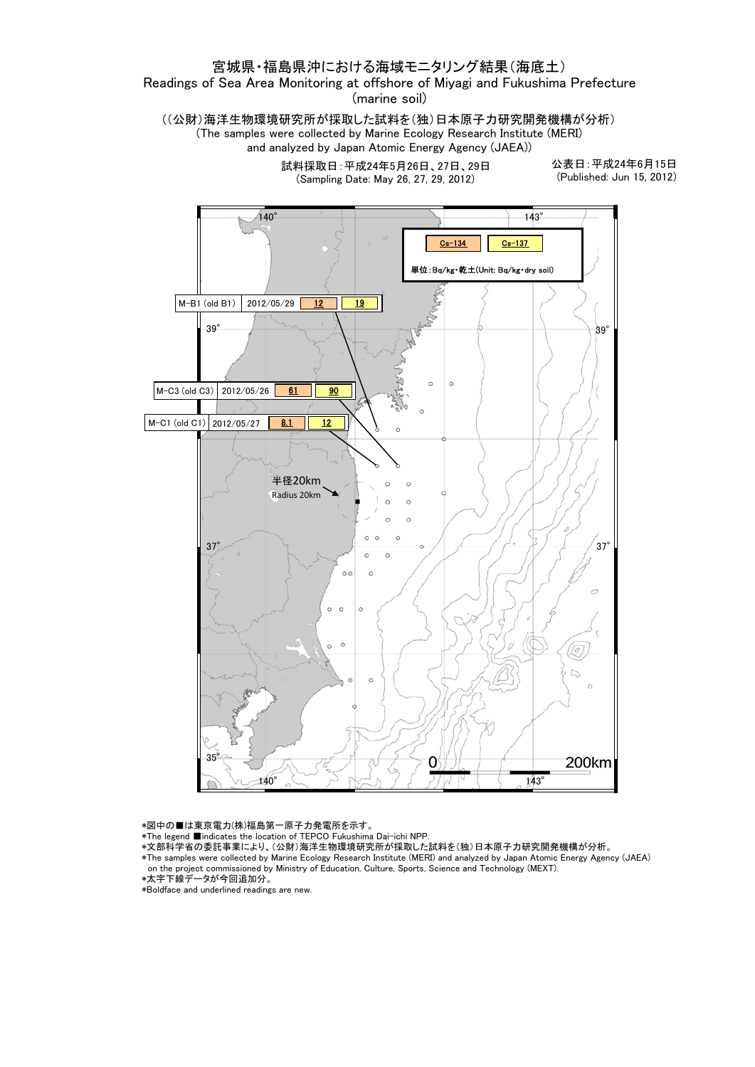# 宮城県・福島県沖における海域モニタリング結果（海底土）

Readings of Sea Area Monitoring at offshore of Miyagi and Fukushima Prefecture (marine soil)

（(公財)海洋生物環境研究所が採取した試料を(独)日本原子力研究開発機構が分析）

(The samples were collected by Marine Ecology Research Institute (MERI) and analyzed by Japan Atomic Energy Agency (JAEA))

試料採取日：平成24年5月26日、27日、29日
(Sampling Date: May 26, 27, 29, 2012)

公表日：平成24年6月15日
(Published: Jun 15, 2012)

単位：Bq/kg・乾土(Unit: Bq/kg・dry soil)

| Station | Date | Cs-134 | Cs-137 |
| --- | --- | --- | --- |
| M-B1 (old B1) | 2012/05/29 | **12** | **19** |
| M-C3 (old C3) | 2012/05/26 | **61** | **90** |
| M-C1 (old C1) | 2012/05/27 | **8.1** | **12** |

半径20km
Radius 20km

＊図中の■は東京電力(株)福島第一原子力発電所を示す。
＊The legend ■indicates the location of TEPCO Fukushima Dai-ichi NPP.
＊文部科学省の委託事業により、(公財)海洋生物環境研究所が採取した試料を(独)日本原子力研究開発機構が分析。
＊The samples were collected by Marine Ecology Research Institute (MERI) and analyzed by Japan Atomic Energy Agency (JAEA) on the project commissioned by Ministry of Education, Culture, Sports, Science and Technology (MEXT).
＊太字下線データが今回追加分。
＊Boldface and underlined readings are new.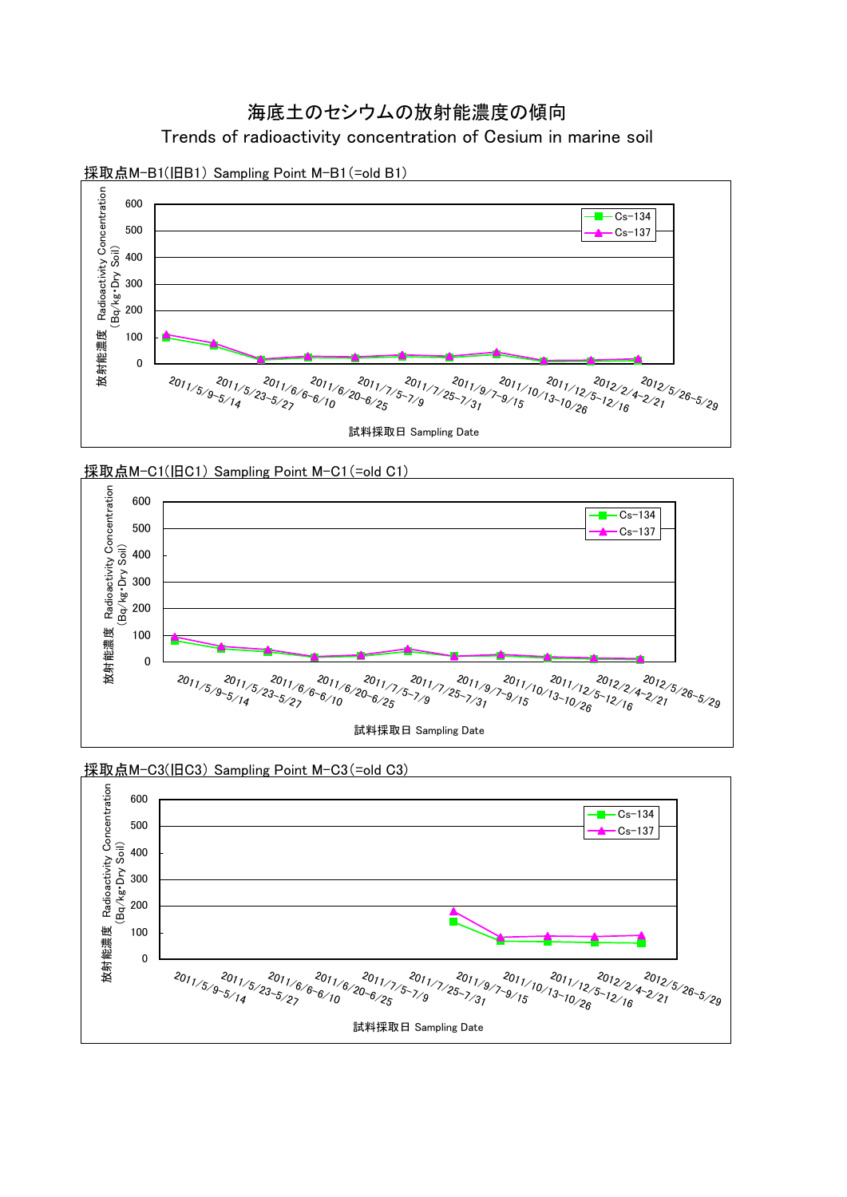# 海底土のセシウムの放射能濃度の傾向

## Trends of radioactivity concentration of Cesium in marine soil

### 採取点M-B1(旧B1) Sampling Point M-B1(=old B1)

放射能濃度 Radioactivity Concentration (Bq/kg・Dry Soil)

600
500
400
300
200
100
0

Cs-134
Cs-137

2011/5/9-5/14
2011/5/23-5/27
2011/6/6-6/10
2011/6/20-6/25
2011/7/5-7/9
2011/7/25-7/31
2011/9/7-9/15
2011/10/13-10/26
2011/12/5-12/16
2012/2/4-2/21
2012/5/26-5/29

試料採取日 Sampling Date

### 採取点M-C1(旧C1) Sampling Point M-C1(=old C1)

放射能濃度 Radioactivity Concentration (Bq/kg・Dry Soil)

600
500
400
300
200
100
0

Cs-134
Cs-137

2011/5/9-5/14
2011/5/23-5/27
2011/6/6-6/10
2011/6/20-6/25
2011/7/5-7/9
2011/7/25-7/31
2011/9/7-9/15
2011/10/13-10/26
2011/12/5-12/16
2012/2/4-2/21
2012/5/26-5/29

試料採取日 Sampling Date

### 採取点M-C3(旧C3) Sampling Point M-C3(=old C3)

放射能濃度 Radioactivity Concentration (Bq/kg・Dry Soil)

600
500
400
300
200
100
0

Cs-134
Cs-137

2011/5/9-5/14
2011/5/23-5/27
2011/6/6-6/10
2011/6/20-6/25
2011/7/5-7/9
2011/7/25-7/31
2011/9/7-9/15
2011/10/13-10/26
2011/12/5-12/16
2012/2/4-2/21
2012/5/26-5/29

試料採取日 Sampling Date